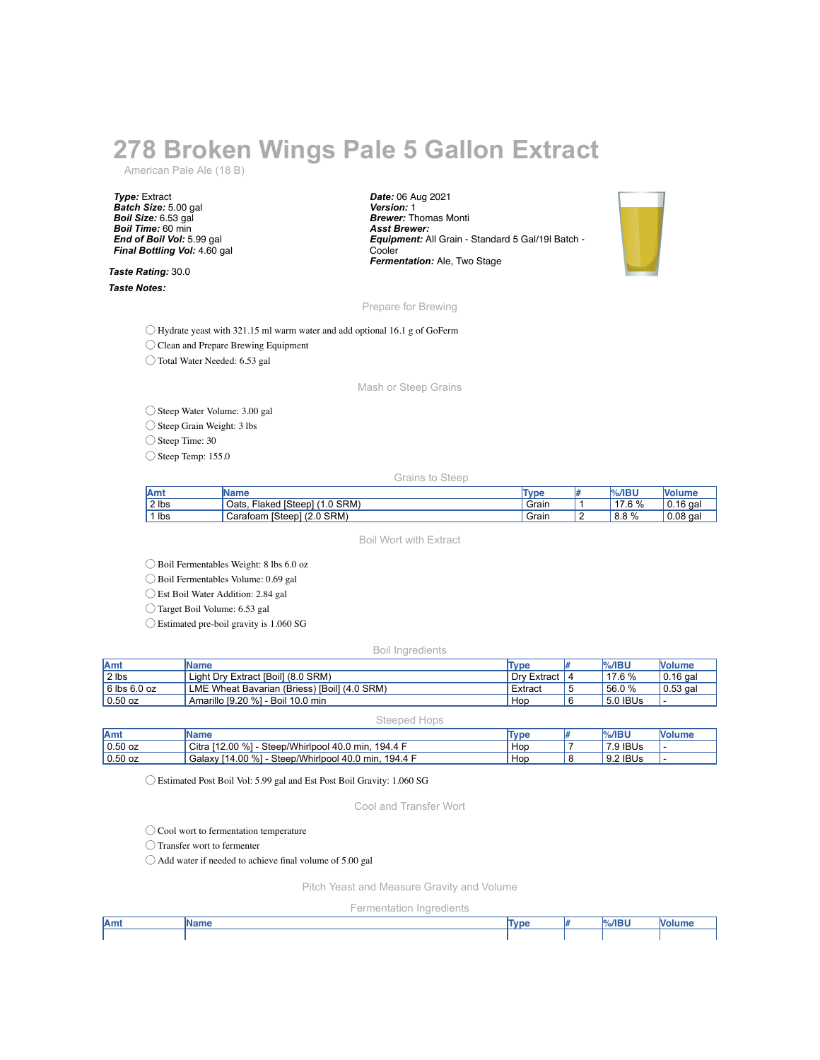# 278 Broken Wings Pale 5 Gallon Extract

American Pale Ale (18 B)

***Type:*** Extract
***Batch Size:*** 5.00 gal
***Boil Size:*** 6.53 gal
***Boil Time:*** 60 min
***End of Boil Vol:*** 5.99 gal
***Final Bottling Vol:*** 4.60 gal

***Date:*** 06 Aug 2021
***Version:*** 1
***Brewer:*** Thomas Monti
***Asst Brewer:***
***Equipment:*** All Grain - Standard 5 Gal/19l Batch - Cooler
***Fermentation:*** Ale, Two Stage

***Taste Rating:*** 30.0

***Taste Notes:***

## Prepare for Brewing

- ◯ Hydrate yeast with 321.15 ml warm water and add optional 16.1 g of GoFerm
- ◯ Clean and Prepare Brewing Equipment
- ◯ Total Water Needed: 6.53 gal

## Mash or Steep Grains

- ◯ Steep Water Volume: 3.00 gal
- ◯ Steep Grain Weight: 3 lbs
- ◯ Steep Time: 30
- ◯ Steep Temp: 155.0

### Grains to Steep

| Amt | Name | Type | # | %/IBU | Volume |
|---|---|---|---|---|---|
| 2 lbs | Oats, Flaked [Steep] (1.0 SRM) | Grain | 1 | 17.6 % | 0.16 gal |
| 1 lbs | Carafoam [Steep] (2.0 SRM) | Grain | 2 | 8.8 % | 0.08 gal |

## Boil Wort with Extract

- ◯ Boil Fermentables Weight: 8 lbs 6.0 oz
- ◯ Boil Fermentables Volume: 0.69 gal
- ◯ Est Boil Water Addition: 2.84 gal
- ◯ Target Boil Volume: 6.53 gal
- ◯ Estimated pre-boil gravity is 1.060 SG

### Boil Ingredients

| Amt | Name | Type | # | %/IBU | Volume |
|---|---|---|---|---|---|
| 2 lbs | Light Dry Extract [Boil] (8.0 SRM) | Dry Extract | 4 | 17.6 % | 0.16 gal |
| 6 lbs 6.0 oz | LME Wheat Bavarian (Briess) [Boil] (4.0 SRM) | Extract | 5 | 56.0 % | 0.53 gal |
| 0.50 oz | Amarillo [9.20 %] - Boil 10.0 min | Hop | 6 | 5.0 IBUs | - |

### Steeped Hops

| Amt | Name | Type | # | %/IBU | Volume |
|---|---|---|---|---|---|
| 0.50 oz | Citra [12.00 %] - Steep/Whirlpool 40.0 min, 194.4 F | Hop | 7 | 7.9 IBUs | - |
| 0.50 oz | Galaxy [14.00 %] - Steep/Whirlpool 40.0 min, 194.4 F | Hop | 8 | 9.2 IBUs | - |

- ◯ Estimated Post Boil Vol: 5.99 gal and Est Post Boil Gravity: 1.060 SG

## Cool and Transfer Wort

- ◯ Cool wort to fermentation temperature
- ◯ Transfer wort to fermenter
- ◯ Add water if needed to achieve final volume of 5.00 gal

## Pitch Yeast and Measure Gravity and Volume

### Fermentation Ingredients

| Amt | Name | Type | # | %/IBU | Volume |
|---|---|---|---|---|---|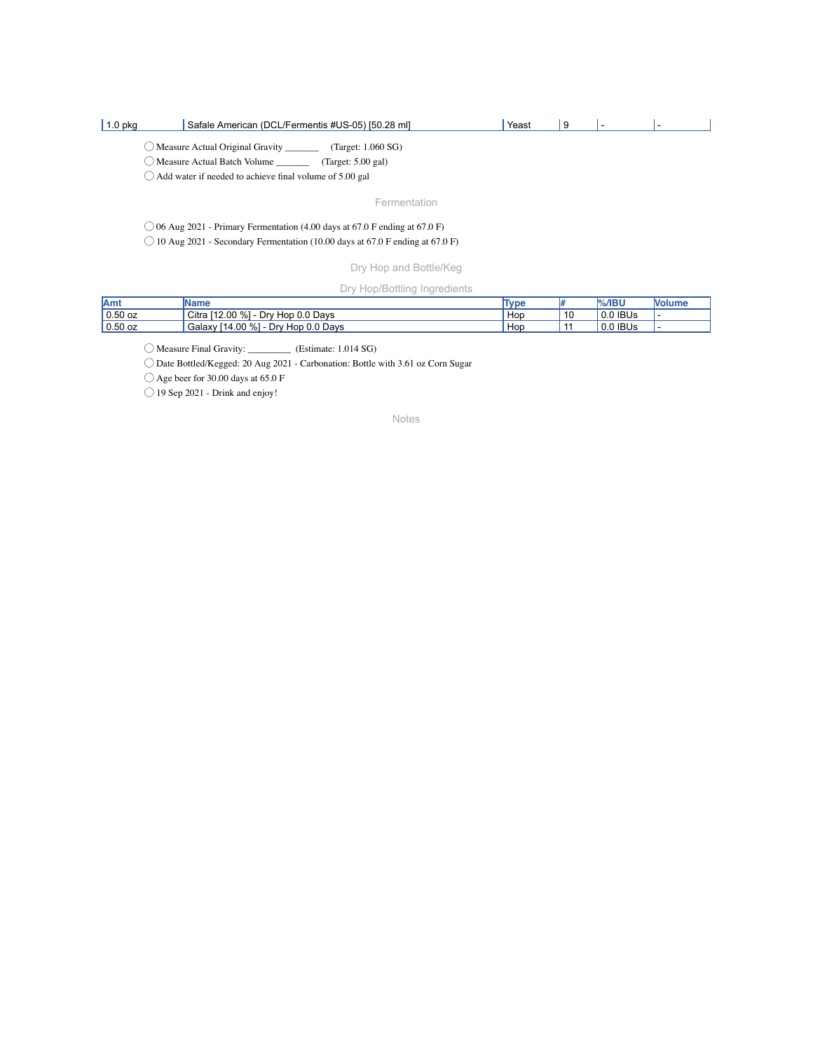| | | | | | |
|---|---|---|---|---|---|
| 1.0 pkg | Safale American (DCL/Fermentis #US-05) [50.28 ml] | Yeast | 9 | - | - |

◯ Measure Actual Original Gravity _______ (Target: 1.060 SG)

◯ Measure Actual Batch Volume _______ (Target: 5.00 gal)

◯ Add water if needed to achieve final volume of 5.00 gal

## Fermentation

◯ 06 Aug 2021 - Primary Fermentation (4.00 days at 67.0 F ending at 67.0 F)

◯ 10 Aug 2021 - Secondary Fermentation (10.00 days at 67.0 F ending at 67.0 F)

## Dry Hop and Bottle/Keg

### Dry Hop/Bottling Ingredients

| Amt | Name | Type | # | %/IBU | Volume |
|---|---|---|---|---|---|
| 0.50 oz | Citra [12.00 %] - Dry Hop 0.0 Days | Hop | 10 | 0.0 IBUs | - |
| 0.50 oz | Galaxy [14.00 %] - Dry Hop 0.0 Days | Hop | 11 | 0.0 IBUs | - |

◯ Measure Final Gravity: _________ (Estimate: 1.014 SG)

◯ Date Bottled/Kegged: 20 Aug 2021 - Carbonation: Bottle with 3.61 oz Corn Sugar

◯ Age beer for 30.00 days at 65.0 F

◯ 19 Sep 2021 - Drink and enjoy!

## Notes